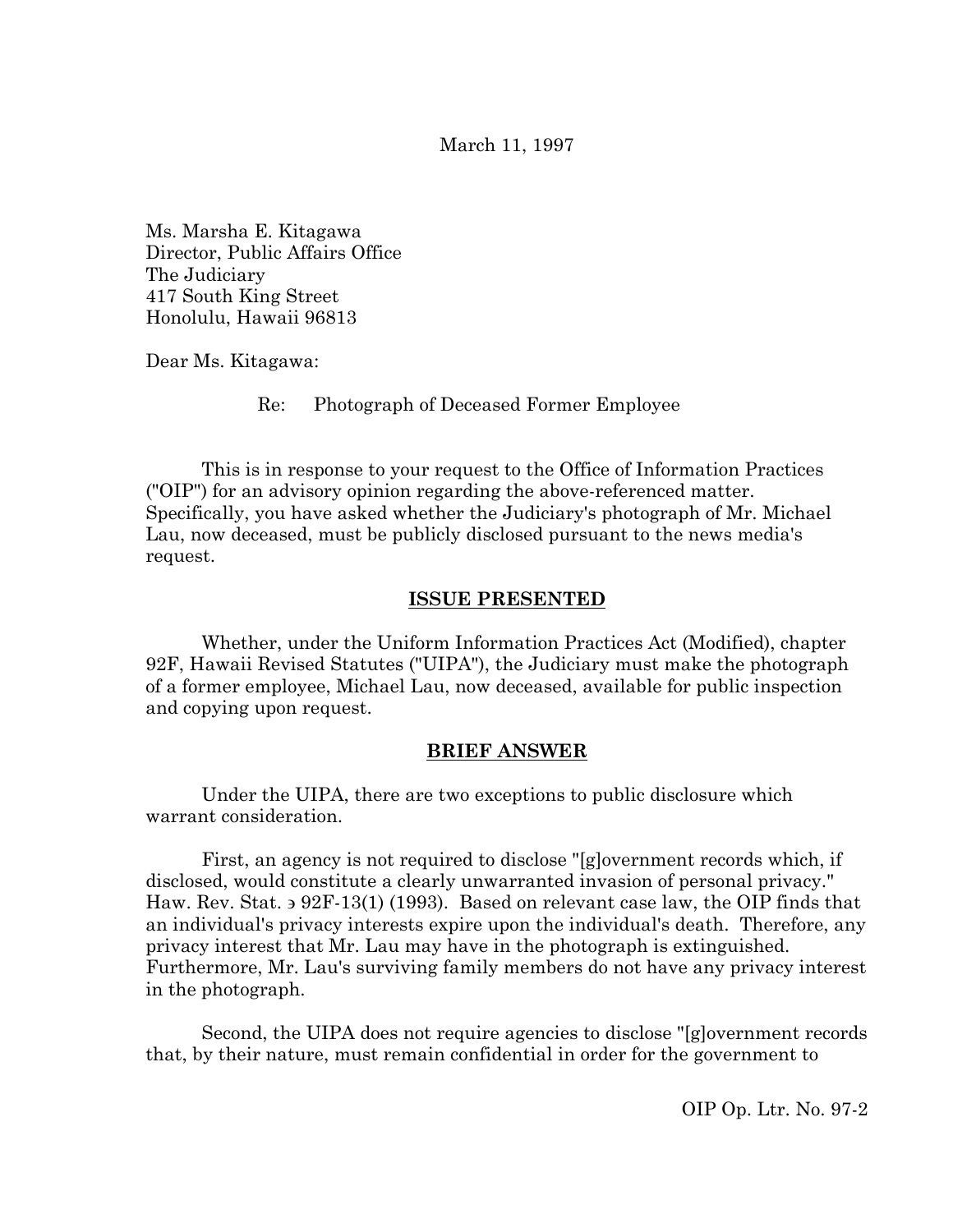March 11, 1997

Ms. Marsha E. Kitagawa
Director, Public Affairs Office
The Judiciary
417 South King Street
Honolulu, Hawaii 96813

Dear Ms. Kitagawa:

Re: Photograph of Deceased Former Employee

This is in response to your request to the Office of Information Practices ("OIP") for an advisory opinion regarding the above-referenced matter. Specifically, you have asked whether the Judiciary's photograph of Mr. Michael Lau, now deceased, must be publicly disclosed pursuant to the news media's request.

## ISSUE PRESENTED

Whether, under the Uniform Information Practices Act (Modified), chapter 92F, Hawaii Revised Statutes ("UIPA"), the Judiciary must make the photograph of a former employee, Michael Lau, now deceased, available for public inspection and copying upon request.

## BRIEF ANSWER

Under the UIPA, there are two exceptions to public disclosure which warrant consideration.

First, an agency is not required to disclose "[g]overnment records which, if disclosed, would constitute a clearly unwarranted invasion of personal privacy." Haw. Rev. Stat. ϶ 92F-13(1) (1993). Based on relevant case law, the OIP finds that an individual's privacy interests expire upon the individual's death. Therefore, any privacy interest that Mr. Lau may have in the photograph is extinguished. Furthermore, Mr. Lau's surviving family members do not have any privacy interest in the photograph.

Second, the UIPA does not require agencies to disclose "[g]overnment records that, by their nature, must remain confidential in order for the government to

OIP Op. Ltr. No. 97-2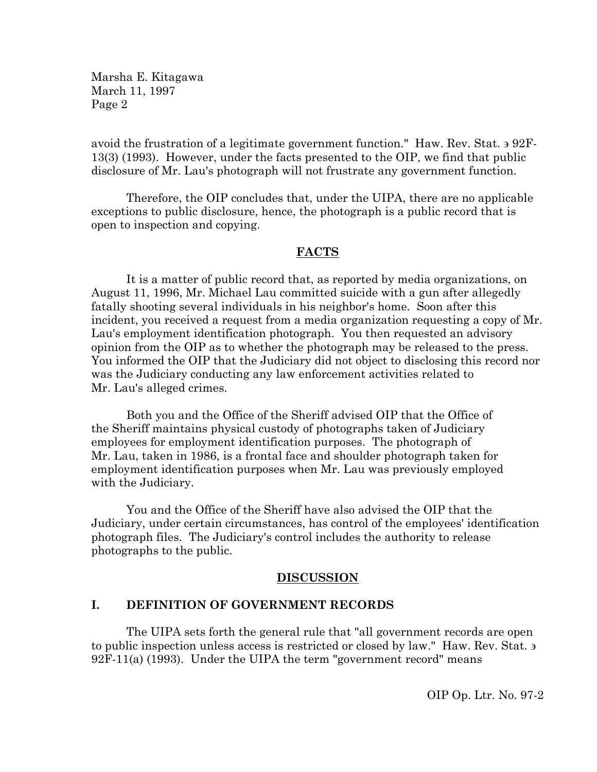avoid the frustration of a legitimate government function." Haw. Rev. Stat. § 92F-13(3) (1993). However, under the facts presented to the OIP, we find that public disclosure of Mr. Lau's photograph will not frustrate any government function.

Therefore, the OIP concludes that, under the UIPA, there are no applicable exceptions to public disclosure, hence, the photograph is a public record that is open to inspection and copying.

## FACTS

It is a matter of public record that, as reported by media organizations, on August 11, 1996, Mr. Michael Lau committed suicide with a gun after allegedly fatally shooting several individuals in his neighbor's home. Soon after this incident, you received a request from a media organization requesting a copy of Mr. Lau's employment identification photograph. You then requested an advisory opinion from the OIP as to whether the photograph may be released to the press. You informed the OIP that the Judiciary did not object to disclosing this record nor was the Judiciary conducting any law enforcement activities related to Mr. Lau's alleged crimes.

Both you and the Office of the Sheriff advised OIP that the Office of the Sheriff maintains physical custody of photographs taken of Judiciary employees for employment identification purposes. The photograph of Mr. Lau, taken in 1986, is a frontal face and shoulder photograph taken for employment identification purposes when Mr. Lau was previously employed with the Judiciary.

You and the Office of the Sheriff have also advised the OIP that the Judiciary, under certain circumstances, has control of the employees' identification photograph files. The Judiciary's control includes the authority to release photographs to the public.

## DISCUSSION

### I. DEFINITION OF GOVERNMENT RECORDS

The UIPA sets forth the general rule that "all government records are open to public inspection unless access is restricted or closed by law." Haw. Rev. Stat. § 92F-11(a) (1993). Under the UIPA the term "government record" means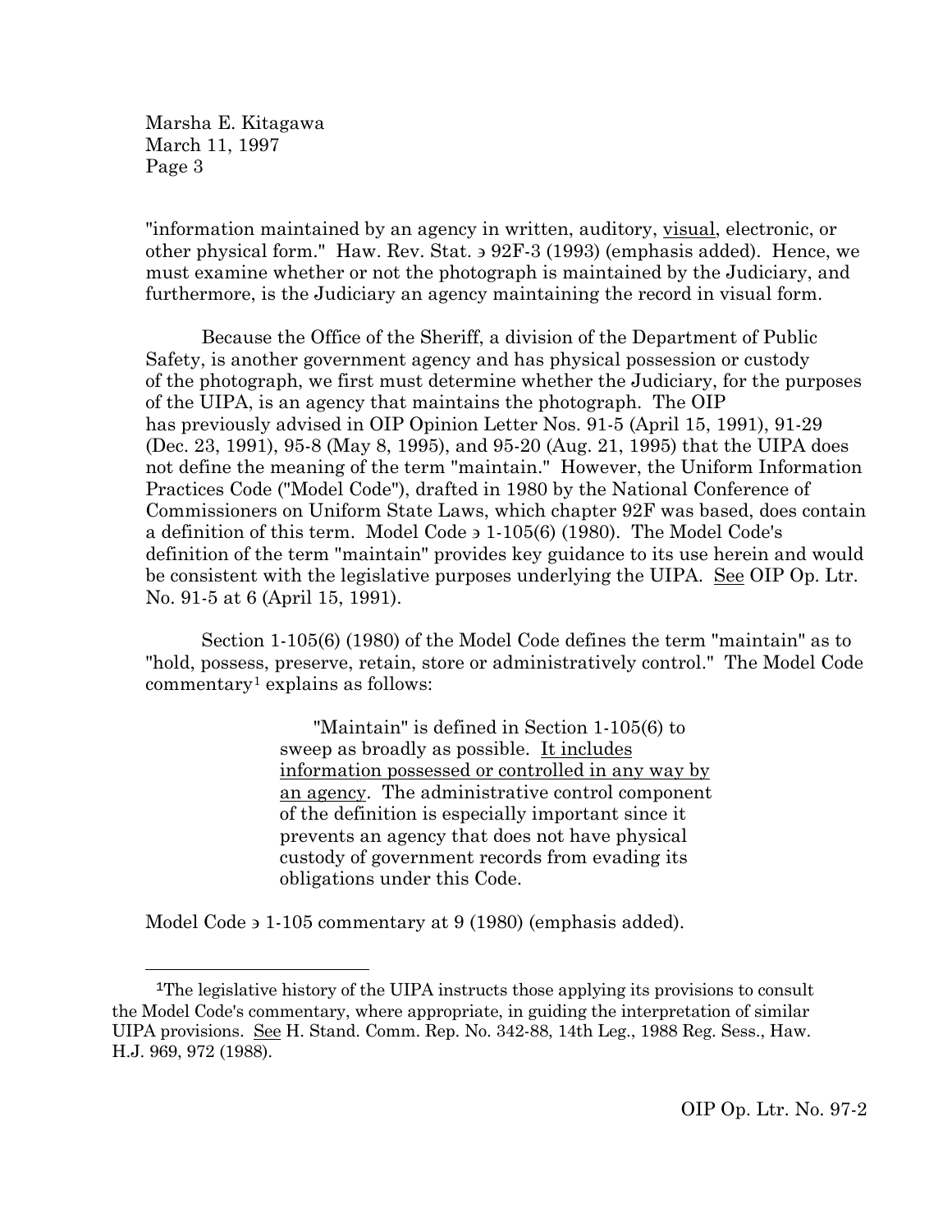"information maintained by an agency in written, auditory, <u>visual</u>, electronic, or other physical form." Haw. Rev. Stat. § 92F-3 (1993) (emphasis added). Hence, we must examine whether or not the photograph is maintained by the Judiciary, and furthermore, is the Judiciary an agency maintaining the record in visual form.

Because the Office of the Sheriff, a division of the Department of Public Safety, is another government agency and has physical possession or custody of the photograph, we first must determine whether the Judiciary, for the purposes of the UIPA, is an agency that maintains the photograph. The OIP has previously advised in OIP Opinion Letter Nos. 91-5 (April 15, 1991), 91-29 (Dec. 23, 1991), 95-8 (May 8, 1995), and 95-20 (Aug. 21, 1995) that the UIPA does not define the meaning of the term "maintain." However, the Uniform Information Practices Code ("Model Code"), drafted in 1980 by the National Conference of Commissioners on Uniform State Laws, which chapter 92F was based, does contain a definition of this term. Model Code § 1-105(6) (1980). The Model Code's definition of the term "maintain" provides key guidance to its use herein and would be consistent with the legislative purposes underlying the UIPA. <u>See</u> OIP Op. Ltr. No. 91-5 at 6 (April 15, 1991).

Section 1-105(6) (1980) of the Model Code defines the term "maintain" as to "hold, possess, preserve, retain, store or administratively control." The Model Code commentary[1] explains as follows:

> "Maintain" is defined in Section 1-105(6) to sweep as broadly as possible. <u>It includes information possessed or controlled in any way by an agency</u>. The administrative control component of the definition is especially important since it prevents an agency that does not have physical custody of government records from evading its obligations under this Code.

Model Code § 1-105 commentary at 9 (1980) (emphasis added).

---

[1]The legislative history of the UIPA instructs those applying its provisions to consult the Model Code's commentary, where appropriate, in guiding the interpretation of similar UIPA provisions. <u>See</u> H. Stand. Comm. Rep. No. 342-88, 14th Leg., 1988 Reg. Sess., Haw. H.J. 969, 972 (1988).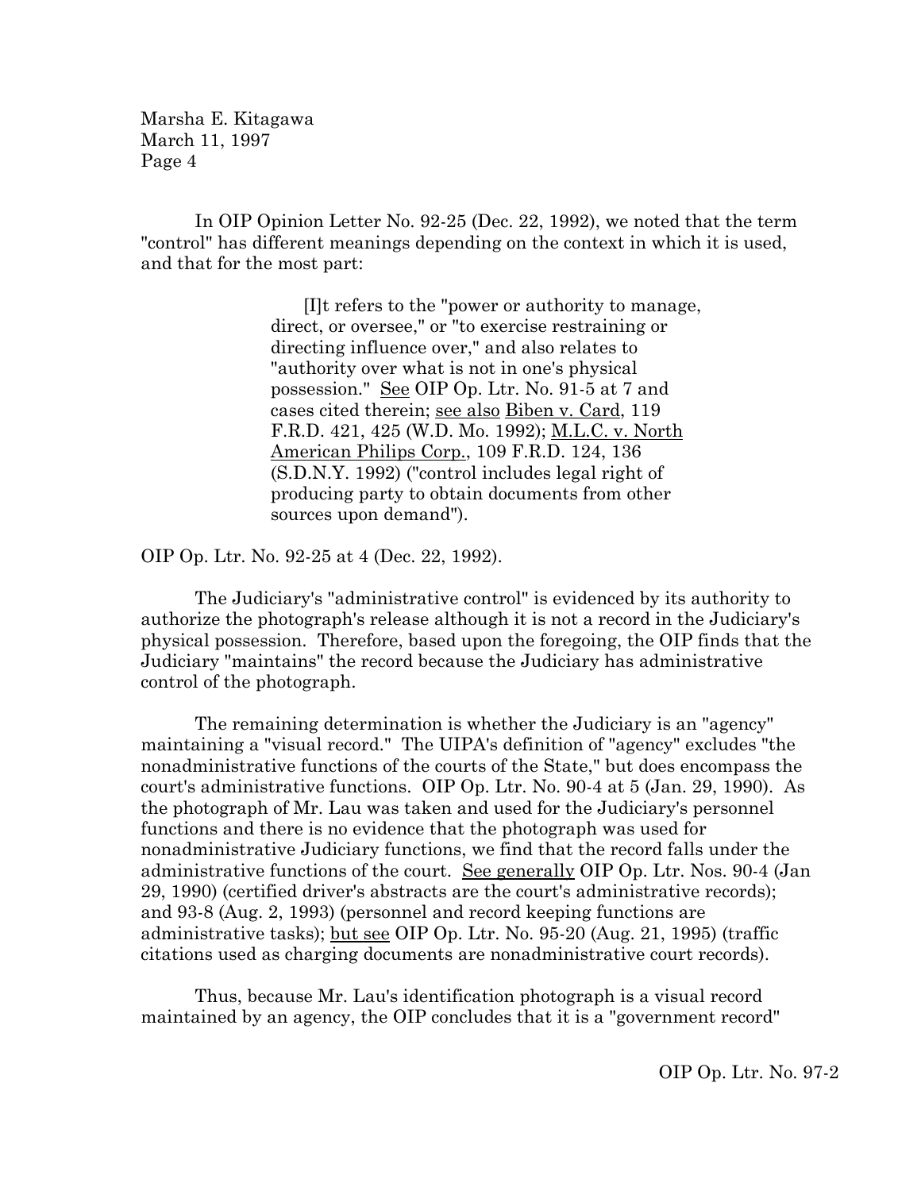In OIP Opinion Letter No. 92-25 (Dec. 22, 1992), we noted that the term "control" has different meanings depending on the context in which it is used, and that for the most part:

> [I]t refers to the "power or authority to manage, direct, or oversee," or "to exercise restraining or directing influence over," and also relates to "authority over what is not in one's physical possession." See OIP Op. Ltr. No. 91-5 at 7 and cases cited therein; see also Biben v. Card, 119 F.R.D. 421, 425 (W.D. Mo. 1992); M.L.C. v. North American Philips Corp., 109 F.R.D. 124, 136 (S.D.N.Y. 1992) ("control includes legal right of producing party to obtain documents from other sources upon demand").

OIP Op. Ltr. No. 92-25 at 4 (Dec. 22, 1992).

The Judiciary's "administrative control" is evidenced by its authority to authorize the photograph's release although it is not a record in the Judiciary's physical possession. Therefore, based upon the foregoing, the OIP finds that the Judiciary "maintains" the record because the Judiciary has administrative control of the photograph.

The remaining determination is whether the Judiciary is an "agency" maintaining a "visual record." The UIPA's definition of "agency" excludes "the nonadministrative functions of the courts of the State," but does encompass the court's administrative functions. OIP Op. Ltr. No. 90-4 at 5 (Jan. 29, 1990). As the photograph of Mr. Lau was taken and used for the Judiciary's personnel functions and there is no evidence that the photograph was used for nonadministrative Judiciary functions, we find that the record falls under the administrative functions of the court. See generally OIP Op. Ltr. Nos. 90-4 (Jan 29, 1990) (certified driver's abstracts are the court's administrative records); and 93-8 (Aug. 2, 1993) (personnel and record keeping functions are administrative tasks); but see OIP Op. Ltr. No. 95-20 (Aug. 21, 1995) (traffic citations used as charging documents are nonadministrative court records).

Thus, because Mr. Lau's identification photograph is a visual record maintained by an agency, the OIP concludes that it is a "government record"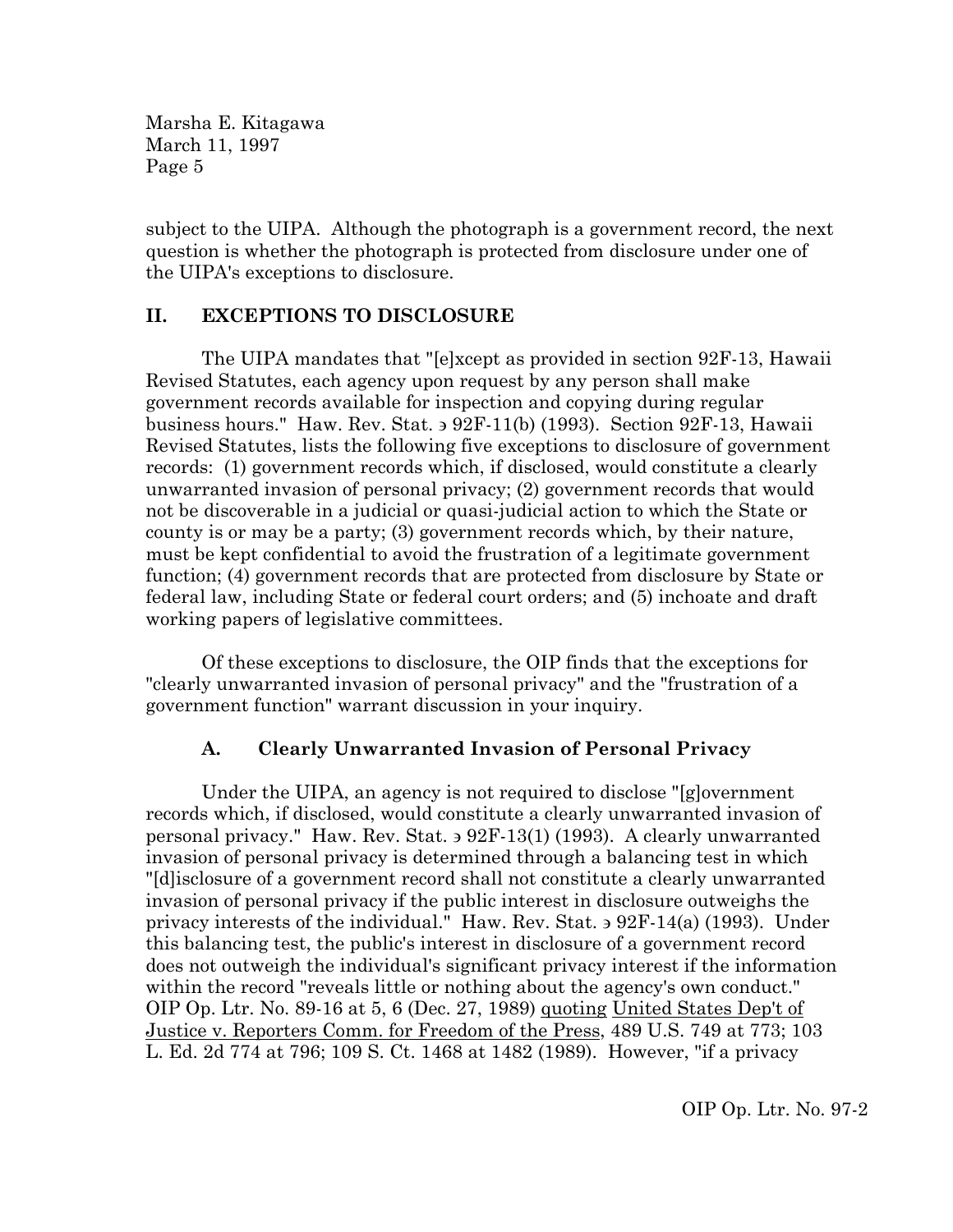subject to the UIPA. Although the photograph is a government record, the next question is whether the photograph is protected from disclosure under one of the UIPA's exceptions to disclosure.

## II. EXCEPTIONS TO DISCLOSURE

The UIPA mandates that "[e]xcept as provided in section 92F-13, Hawaii Revised Statutes, each agency upon request by any person shall make government records available for inspection and copying during regular business hours." Haw. Rev. Stat. ∋ 92F-11(b) (1993). Section 92F-13, Hawaii Revised Statutes, lists the following five exceptions to disclosure of government records: (1) government records which, if disclosed, would constitute a clearly unwarranted invasion of personal privacy; (2) government records that would not be discoverable in a judicial or quasi-judicial action to which the State or county is or may be a party; (3) government records which, by their nature, must be kept confidential to avoid the frustration of a legitimate government function; (4) government records that are protected from disclosure by State or federal law, including State or federal court orders; and (5) inchoate and draft working papers of legislative committees.

Of these exceptions to disclosure, the OIP finds that the exceptions for "clearly unwarranted invasion of personal privacy" and the "frustration of a government function" warrant discussion in your inquiry.

### A. Clearly Unwarranted Invasion of Personal Privacy

Under the UIPA, an agency is not required to disclose "[g]overnment records which, if disclosed, would constitute a clearly unwarranted invasion of personal privacy." Haw. Rev. Stat. ∋ 92F-13(1) (1993). A clearly unwarranted invasion of personal privacy is determined through a balancing test in which "[d]isclosure of a government record shall not constitute a clearly unwarranted invasion of personal privacy if the public interest in disclosure outweighs the privacy interests of the individual." Haw. Rev. Stat. ∋ 92F-14(a) (1993). Under this balancing test, the public's interest in disclosure of a government record does not outweigh the individual's significant privacy interest if the information within the record "reveals little or nothing about the agency's own conduct." OIP Op. Ltr. No. 89-16 at 5, 6 (Dec. 27, 1989) quoting United States Dep't of Justice v. Reporters Comm. for Freedom of the Press, 489 U.S. 749 at 773; 103 L. Ed. 2d 774 at 796; 109 S. Ct. 1468 at 1482 (1989). However, "if a privacy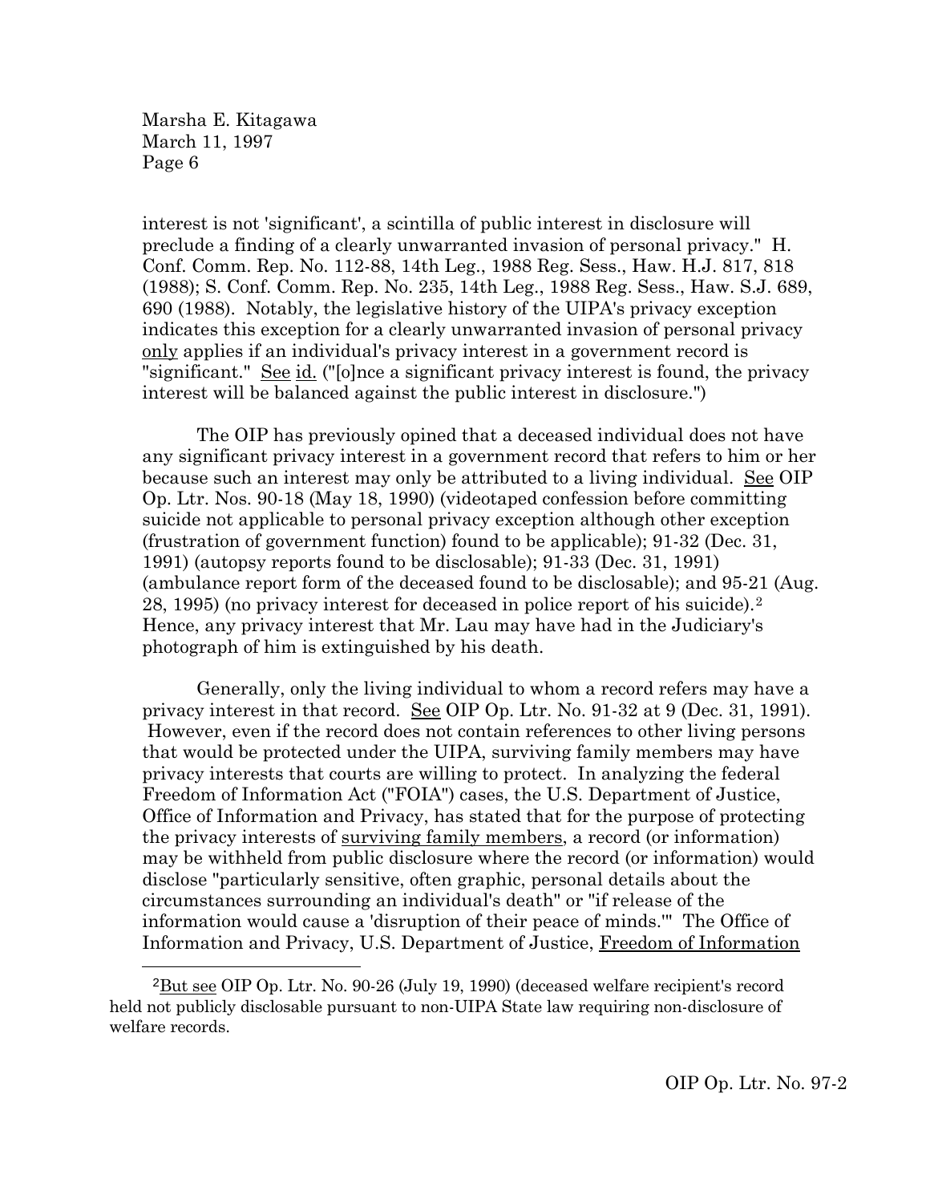interest is not 'significant', a scintilla of public interest in disclosure will preclude a finding of a clearly unwarranted invasion of personal privacy." H. Conf. Comm. Rep. No. 112-88, 14th Leg., 1988 Reg. Sess., Haw. H.J. 817, 818 (1988); S. Conf. Comm. Rep. No. 235, 14th Leg., 1988 Reg. Sess., Haw. S.J. 689, 690 (1988). Notably, the legislative history of the UIPA's privacy exception indicates this exception for a clearly unwarranted invasion of personal privacy only applies if an individual's privacy interest in a government record is "significant." See id. ("[o]nce a significant privacy interest is found, the privacy interest will be balanced against the public interest in disclosure.")

The OIP has previously opined that a deceased individual does not have any significant privacy interest in a government record that refers to him or her because such an interest may only be attributed to a living individual. See OIP Op. Ltr. Nos. 90-18 (May 18, 1990) (videotaped confession before committing suicide not applicable to personal privacy exception although other exception (frustration of government function) found to be applicable); 91-32 (Dec. 31, 1991) (autopsy reports found to be disclosable); 91-33 (Dec. 31, 1991) (ambulance report form of the deceased found to be disclosable); and 95-21 (Aug. 28, 1995) (no privacy interest for deceased in police report of his suicide).[2] Hence, any privacy interest that Mr. Lau may have had in the Judiciary's photograph of him is extinguished by his death.

Generally, only the living individual to whom a record refers may have a privacy interest in that record. See OIP Op. Ltr. No. 91-32 at 9 (Dec. 31, 1991). However, even if the record does not contain references to other living persons that would be protected under the UIPA, surviving family members may have privacy interests that courts are willing to protect. In analyzing the federal Freedom of Information Act ("FOIA") cases, the U.S. Department of Justice, Office of Information and Privacy, has stated that for the purpose of protecting the privacy interests of surviving family members, a record (or information) may be withheld from public disclosure where the record (or information) would disclose "particularly sensitive, often graphic, personal details about the circumstances surrounding an individual's death" or "if release of the information would cause a 'disruption of their peace of minds.'" The Office of Information and Privacy, U.S. Department of Justice, Freedom of Information

---

[2]But see OIP Op. Ltr. No. 90-26 (July 19, 1990) (deceased welfare recipient's record held not publicly disclosable pursuant to non-UIPA State law requiring non-disclosure of welfare records.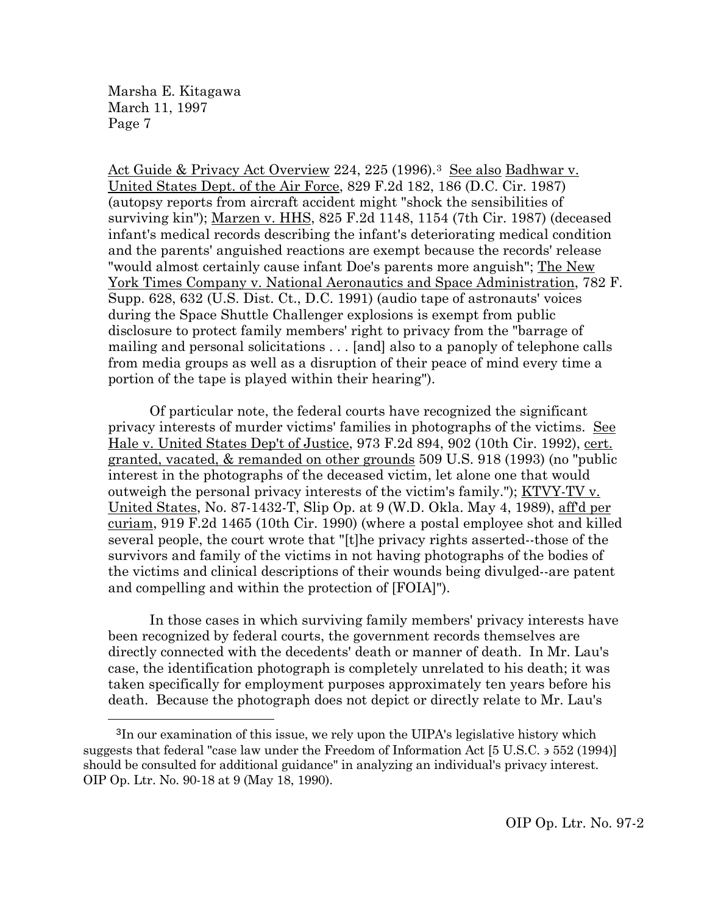Act Guide & Privacy Act Overview 224, 225 (1996).[3] See also Badhwar v. United States Dept. of the Air Force, 829 F.2d 182, 186 (D.C. Cir. 1987) (autopsy reports from aircraft accident might "shock the sensibilities of surviving kin"); Marzen v. HHS, 825 F.2d 1148, 1154 (7th Cir. 1987) (deceased infant's medical records describing the infant's deteriorating medical condition and the parents' anguished reactions are exempt because the records' release "would almost certainly cause infant Doe's parents more anguish"; The New York Times Company v. National Aeronautics and Space Administration, 782 F. Supp. 628, 632 (U.S. Dist. Ct., D.C. 1991) (audio tape of astronauts' voices during the Space Shuttle Challenger explosions is exempt from public disclosure to protect family members' right to privacy from the "barrage of mailing and personal solicitations . . . [and] also to a panoply of telephone calls from media groups as well as a disruption of their peace of mind every time a portion of the tape is played within their hearing").

Of particular note, the federal courts have recognized the significant privacy interests of murder victims' families in photographs of the victims. See Hale v. United States Dep't of Justice, 973 F.2d 894, 902 (10th Cir. 1992), cert. granted, vacated, & remanded on other grounds 509 U.S. 918 (1993) (no "public interest in the photographs of the deceased victim, let alone one that would outweigh the personal privacy interests of the victim's family."); KTVY-TV v. United States, No. 87-1432-T, Slip Op. at 9 (W.D. Okla. May 4, 1989), aff'd per curiam, 919 F.2d 1465 (10th Cir. 1990) (where a postal employee shot and killed several people, the court wrote that "[t]he privacy rights asserted--those of the survivors and family of the victims in not having photographs of the bodies of the victims and clinical descriptions of their wounds being divulged--are patent and compelling and within the protection of [FOIA]").

In those cases in which surviving family members' privacy interests have been recognized by federal courts, the government records themselves are directly connected with the decedents' death or manner of death. In Mr. Lau's case, the identification photograph is completely unrelated to his death; it was taken specifically for employment purposes approximately ten years before his death. Because the photograph does not depict or directly relate to Mr. Lau's

---

[3] In our examination of this issue, we rely upon the UIPA's legislative history which suggests that federal "case law under the Freedom of Information Act [5 U.S.C. § 552 (1994)] should be consulted for additional guidance" in analyzing an individual's privacy interest. OIP Op. Ltr. No. 90-18 at 9 (May 18, 1990).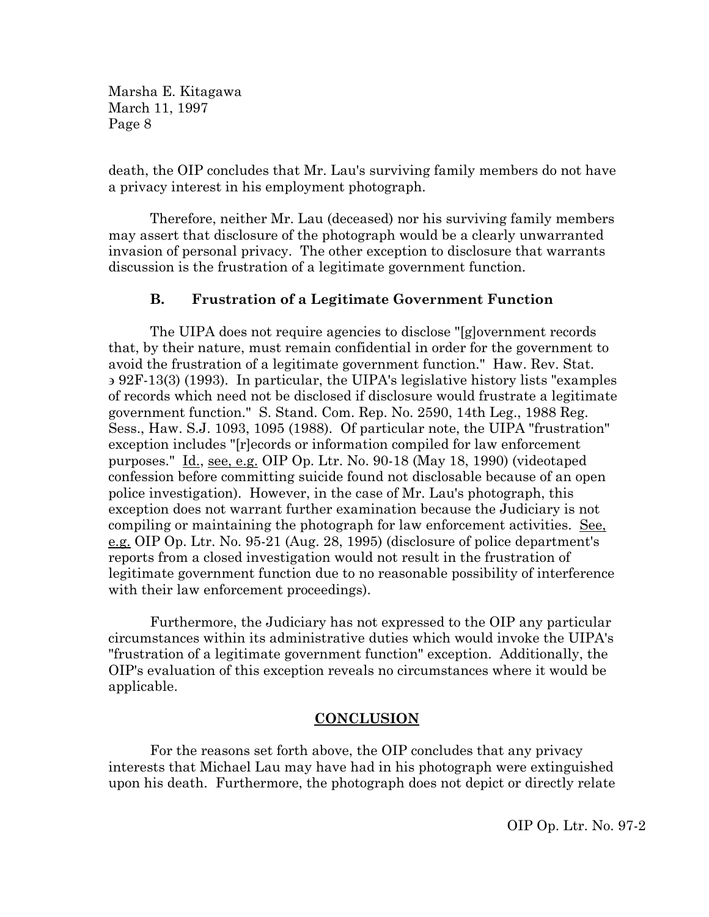death, the OIP concludes that Mr. Lau's surviving family members do not have a privacy interest in his employment photograph.

Therefore, neither Mr. Lau (deceased) nor his surviving family members may assert that disclosure of the photograph would be a clearly unwarranted invasion of personal privacy. The other exception to disclosure that warrants discussion is the frustration of a legitimate government function.

### B. Frustration of a Legitimate Government Function

The UIPA does not require agencies to disclose "[g]overnment records that, by their nature, must remain confidential in order for the government to avoid the frustration of a legitimate government function." Haw. Rev. Stat. § 92F-13(3) (1993). In particular, the UIPA's legislative history lists "examples of records which need not be disclosed if disclosure would frustrate a legitimate government function." S. Stand. Com. Rep. No. 2590, 14th Leg., 1988 Reg. Sess., Haw. S.J. 1093, 1095 (1988). Of particular note, the UIPA "frustration" exception includes "[r]ecords or information compiled for law enforcement purposes." Id., see, e.g. OIP Op. Ltr. No. 90-18 (May 18, 1990) (videotaped confession before committing suicide found not disclosable because of an open police investigation). However, in the case of Mr. Lau's photograph, this exception does not warrant further examination because the Judiciary is not compiling or maintaining the photograph for law enforcement activities. See, e.g. OIP Op. Ltr. No. 95-21 (Aug. 28, 1995) (disclosure of police department's reports from a closed investigation would not result in the frustration of legitimate government function due to no reasonable possibility of interference with their law enforcement proceedings).

Furthermore, the Judiciary has not expressed to the OIP any particular circumstances within its administrative duties which would invoke the UIPA's "frustration of a legitimate government function" exception. Additionally, the OIP's evaluation of this exception reveals no circumstances where it would be applicable.

## CONCLUSION

For the reasons set forth above, the OIP concludes that any privacy interests that Michael Lau may have had in his photograph were extinguished upon his death. Furthermore, the photograph does not depict or directly relate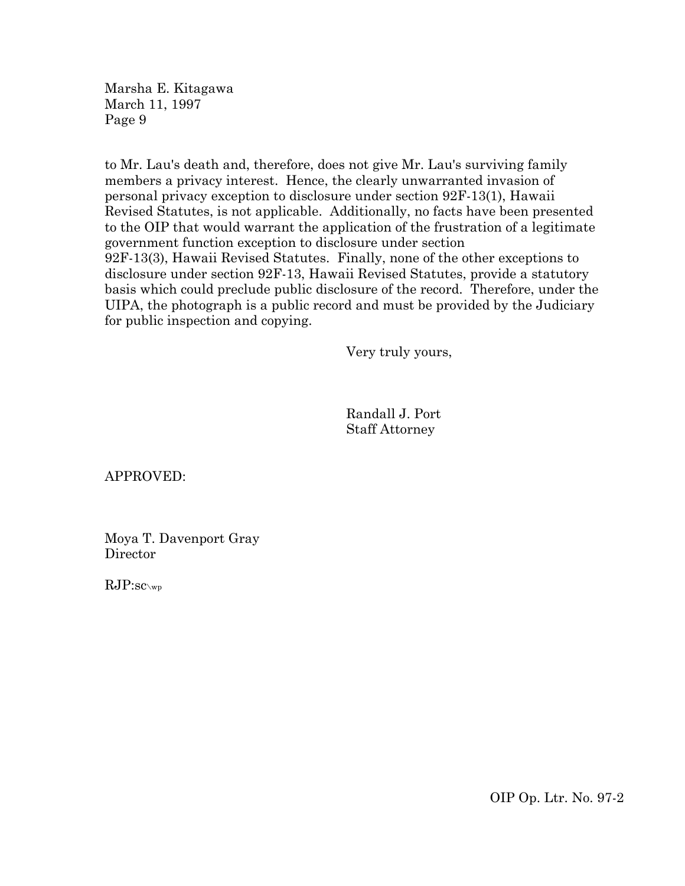to Mr. Lau's death and, therefore, does not give Mr. Lau's surviving family members a privacy interest. Hence, the clearly unwarranted invasion of personal privacy exception to disclosure under section 92F-13(1), Hawaii Revised Statutes, is not applicable. Additionally, no facts have been presented to the OIP that would warrant the application of the frustration of a legitimate government function exception to disclosure under section 92F-13(3), Hawaii Revised Statutes. Finally, none of the other exceptions to disclosure under section 92F-13, Hawaii Revised Statutes, provide a statutory basis which could preclude public disclosure of the record. Therefore, under the UIPA, the photograph is a public record and must be provided by the Judiciary for public inspection and copying.

Very truly yours,

Randall J. Port
Staff Attorney

APPROVED:

Moya T. Davenport Gray
Director

RJP:sc\wp